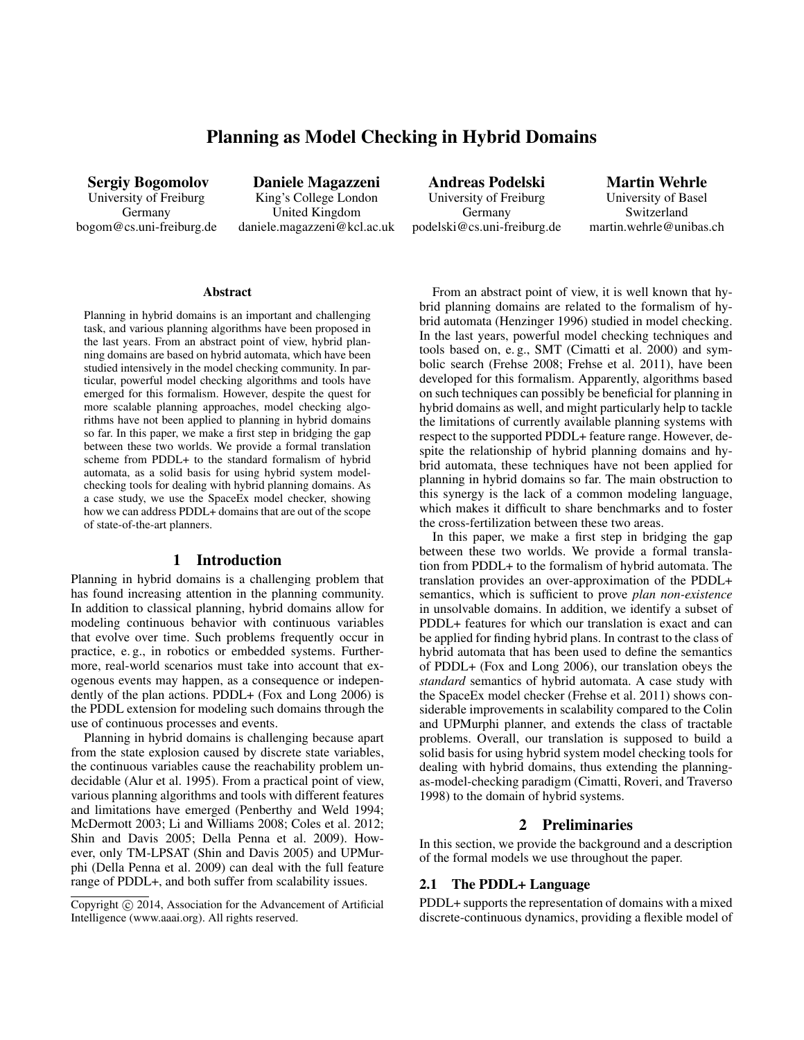# Planning as Model Checking in Hybrid Domains

**Sergiy Bogomolov**
University of Freiburg
Germany
bogom@cs.uni-freiburg.de

**Daniele Magazzeni**
King's College London
United Kingdom
daniele.magazzeni@kcl.ac.uk

**Andreas Podelski**
University of Freiburg
Germany
podelski@cs.uni-freiburg.de

**Martin Wehrle**
University of Basel
Switzerland
martin.wehrle@unibas.ch

### Abstract

Planning in hybrid domains is an important and challenging task, and various planning algorithms have been proposed in the last years. From an abstract point of view, hybrid planning domains are based on hybrid automata, which have been studied intensively in the model checking community. In particular, powerful model checking algorithms and tools have emerged for this formalism. However, despite the quest for more scalable planning approaches, model checking algorithms have not been applied to planning in hybrid domains so far. In this paper, we make a first step in bridging the gap between these two worlds. We provide a formal translation scheme from PDDL+ to the standard formalism of hybrid automata, as a solid basis for using hybrid system model-checking tools for dealing with hybrid planning domains. As a case study, we use the SpaceEx model checker, showing how we can address PDDL+ domains that are out of the scope of state-of-the-art planners.

## 1 Introduction

Planning in hybrid domains is a challenging problem that has found increasing attention in the planning community. In addition to classical planning, hybrid domains allow for modeling continuous behavior with continuous variables that evolve over time. Such problems frequently occur in practice, e. g., in robotics or embedded systems. Furthermore, real-world scenarios must take into account that exogenous events may happen, as a consequence or independently of the plan actions. PDDL+ (Fox and Long 2006) is the PDDL extension for modeling such domains through the use of continuous processes and events.

Planning in hybrid domains is challenging because apart from the state explosion caused by discrete state variables, the continuous variables cause the reachability problem undecidable (Alur et al. 1995). From a practical point of view, various planning algorithms and tools with different features and limitations have emerged (Penberthy and Weld 1994; McDermott 2003; Li and Williams 2008; Coles et al. 2012; Shin and Davis 2005; Della Penna et al. 2009). However, only TM-LPSAT (Shin and Davis 2005) and UPMurphi (Della Penna et al. 2009) can deal with the full feature range of PDDL+, and both suffer from scalability issues.

From an abstract point of view, it is well known that hybrid planning domains are related to the formalism of hybrid automata (Henzinger 1996) studied in model checking. In the last years, powerful model checking techniques and tools based on, e. g., SMT (Cimatti et al. 2000) and symbolic search (Frehse 2008; Frehse et al. 2011), have been developed for this formalism. Apparently, algorithms based on such techniques can possibly be beneficial for planning in hybrid domains as well, and might particularly help to tackle the limitations of currently available planning systems with respect to the supported PDDL+ feature range. However, despite the relationship of hybrid planning domains and hybrid automata, these techniques have not been applied for planning in hybrid domains so far. The main obstruction to this synergy is the lack of a common modeling language, which makes it difficult to share benchmarks and to foster the cross-fertilization between these two areas.

In this paper, we make a first step in bridging the gap between these two worlds. We provide a formal translation from PDDL+ to the formalism of hybrid automata. The translation provides an over-approximation of the PDDL+ semantics, which is sufficient to prove *plan non-existence* in unsolvable domains. In addition, we identify a subset of PDDL+ features for which our translation is exact and can be applied for finding hybrid plans. In contrast to the class of hybrid automata that has been used to define the semantics of PDDL+ (Fox and Long 2006), our translation obeys the *standard* semantics of hybrid automata. A case study with the SpaceEx model checker (Frehse et al. 2011) shows considerable improvements in scalability compared to the Colin and UPMurphi planner, and extends the class of tractable problems. Overall, our translation is supposed to build a solid basis for using hybrid system model checking tools for dealing with hybrid domains, thus extending the planning-as-model-checking paradigm (Cimatti, Roveri, and Traverso 1998) to the domain of hybrid systems.

## 2 Preliminaries

In this section, we provide the background and a description of the formal models we use throughout the paper.

### 2.1 The PDDL+ Language

PDDL+ supports the representation of domains with a mixed discrete-continuous dynamics, providing a flexible model of

Copyright © 2014, Association for the Advancement of Artificial Intelligence (www.aaai.org). All rights reserved.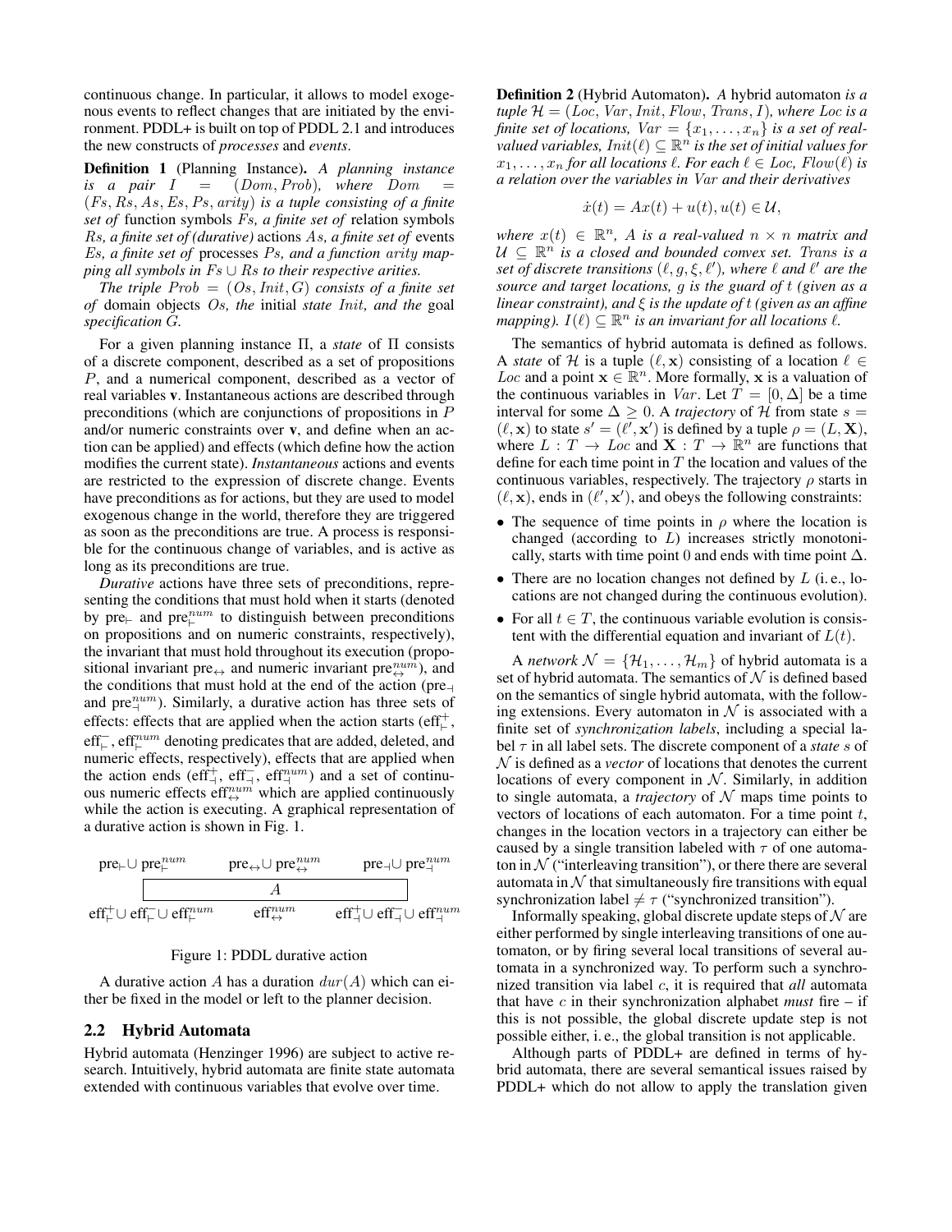continuous change. In particular, it allows to model exogenous events to reflect changes that are initiated by the environment. PDDL+ is built on top of PDDL 2.1 and introduces the new constructs of *processes* and *events*.

**Definition 1** (Planning Instance). *A planning instance is a pair $I = (Dom, Prob)$, where $Dom = (Fs, Rs, As, Es, Ps, arity)$ is a tuple consisting of a finite set of* function symbols *$Fs$, a finite set of* relation symbols *$Rs$, a finite set of (durative)* actions *$As$, a finite set of* events *$Es$, a finite set of* processes *$Ps$, and a function $arity$ mapping all symbols in $Fs \cup Rs$ to their respective arities.*

*The triple $Prob = (Os, Init, G)$ consists of a finite set of* domain objects *$Os$, the* initial *state $Init$, and the* goal *specification $G$.*

For a given planning instance $\Pi$, a *state* of $\Pi$ consists of a discrete component, described as a set of propositions $P$, and a numerical component, described as a vector of real variables $\mathbf{v}$. Instantaneous actions are described through preconditions (which are conjunctions of propositions in $P$ and/or numeric constraints over $\mathbf{v}$, and define when an action can be applied) and effects (which define how the action modifies the current state). *Instantaneous* actions and events are restricted to the expression of discrete change. Events have preconditions as for actions, but they are used to model exogenous change in the world, therefore they are triggered as soon as the preconditions are true. A process is responsible for the continuous change of variables, and is active as long as its preconditions are true.

*Durative* actions have three sets of preconditions, representing the conditions that must hold when it starts (denoted by $\text{pre}_\vdash$ and $\text{pre}_\vdash^{num}$ to distinguish between preconditions on propositions and on numeric constraints, respectively), the invariant that must hold throughout its execution (propositional invariant $\text{pre}_\leftrightarrow$ and numeric invariant $\text{pre}_\leftrightarrow^{num}$), and the conditions that must hold at the end of the action ($\text{pre}_\dashv$ and $\text{pre}_\dashv^{num}$). Similarly, a durative action has three sets of effects: effects that are applied when the action starts ($\text{eff}_\vdash^+$, $\text{eff}_\vdash^-$, $\text{eff}_\vdash^{num}$ denoting predicates that are added, deleted, and numeric effects, respectively), effects that are applied when the action ends ($\text{eff}_\dashv^+$, $\text{eff}_\dashv^-$, $\text{eff}_\dashv^{num}$) and a set of continuous numeric effects $\text{eff}_\leftrightarrow^{num}$ which are applied continuously while the action is executing. A graphical representation of a durative action is shown in Fig. 1.

$\text{pre}_\vdash \cup \text{pre}_\vdash^{num}$ $\quad$ $\text{pre}_\leftrightarrow \cup \text{pre}_\leftrightarrow^{num}$ $\quad$ $\text{pre}_\dashv \cup \text{pre}_\dashv^{num}$

$A$

$\text{eff}_\vdash^+ \cup \text{eff}_\vdash^- \cup \text{eff}_\vdash^{num}$ $\quad$ $\text{eff}_\leftrightarrow^{num}$ $\quad$ $\text{eff}_\dashv^+ \cup \text{eff}_\dashv^- \cup \text{eff}_\dashv^{num}$

Figure 1: PDDL durative action

A durative action $A$ has a duration $dur(A)$ which can either be fixed in the model or left to the planner decision.

## 2.2 Hybrid Automata

Hybrid automata (Henzinger 1996) are subject to active research. Intuitively, hybrid automata are finite state automata extended with continuous variables that evolve over time.

**Definition 2** (Hybrid Automaton). *A hybrid automaton is a tuple $\mathcal{H} = (Loc, Var, Init, Flow, Trans, I)$, where $Loc$ is a finite set of locations, $Var = \{x_1, \ldots, x_n\}$ is a set of real-valued variables, $Init(\ell) \subseteq \mathbb{R}^n$ is the set of initial values for $x_1, \ldots, x_n$ for all locations $\ell$. For each $\ell \in Loc$, $Flow(\ell)$ is a relation over the variables in $Var$ and their derivatives*

$$\dot{x}(t) = Ax(t) + u(t), u(t) \in \mathcal{U},$$

*where $x(t) \in \mathbb{R}^n$, $A$ is a real-valued $n \times n$ matrix and $\mathcal{U} \subseteq \mathbb{R}^n$ is a closed and bounded convex set. $Trans$ is a set of discrete transitions $(\ell, g, \xi, \ell')$, where $\ell$ and $\ell'$ are the source and target locations, $g$ is the guard of $t$ (given as a linear constraint), and $\xi$ is the update of $t$ (given as an affine mapping). $I(\ell) \subseteq \mathbb{R}^n$ is an invariant for all locations $\ell$.*

The semantics of hybrid automata is defined as follows. A *state* of $\mathcal{H}$ is a tuple $(\ell, \mathbf{x})$ consisting of a location $\ell \in Loc$ and a point $\mathbf{x} \in \mathbb{R}^n$. More formally, $\mathbf{x}$ is a valuation of the continuous variables in $Var$. Let $T = [0, \Delta]$ be a time interval for some $\Delta \geq 0$. A *trajectory* of $\mathcal{H}$ from state $s = (\ell, \mathbf{x})$ to state $s' = (\ell', \mathbf{x}')$ is defined by a tuple $\rho = (L, \mathbf{X})$, where $L : T \to Loc$ and $\mathbf{X} : T \to \mathbb{R}^n$ are functions that define for each time point in $T$ the location and values of the continuous variables, respectively. The trajectory $\rho$ starts in $(\ell, \mathbf{x})$, ends in $(\ell', \mathbf{x}')$, and obeys the following constraints:

- The sequence of time points in $\rho$ where the location is changed (according to $L$) increases strictly monotonically, starts with time point 0 and ends with time point $\Delta$.
- There are no location changes not defined by $L$ (i. e., locations are not changed during the continuous evolution).
- For all $t \in T$, the continuous variable evolution is consistent with the differential equation and invariant of $L(t)$.

A *network* $\mathcal{N} = \{\mathcal{H}_1, \ldots, \mathcal{H}_m\}$ of hybrid automata is a set of hybrid automata. The semantics of $\mathcal{N}$ is defined based on the semantics of single hybrid automata, with the following extensions. Every automaton in $\mathcal{N}$ is associated with a finite set of *synchronization labels*, including a special label $\tau$ in all label sets. The discrete component of a *state* $s$ of $\mathcal{N}$ is defined as a *vector* of locations that denotes the current locations of every component in $\mathcal{N}$. Similarly, in addition to single automata, a *trajectory* of $\mathcal{N}$ maps time points to vectors of locations of each automaton. For a time point $t$, changes in the location vectors in a trajectory can either be caused by a single transition labeled with $\tau$ of one automaton in $\mathcal{N}$ ("interleaving transition"), or there there are several automata in $\mathcal{N}$ that simultaneously fire transitions with equal synchronization label $\neq \tau$ ("synchronized transition").

Informally speaking, global discrete update steps of $\mathcal{N}$ are either performed by single interleaving transitions of one automaton, or by firing several local transitions of several automata in a synchronized way. To perform such a synchronized transition via label $c$, it is required that *all* automata that have $c$ in their synchronization alphabet *must* fire – if this is not possible, the global discrete update step is not possible either, i. e., the global transition is not applicable.

Although parts of PDDL+ are defined in terms of hybrid automata, there are several semantical issues raised by PDDL+ which do not allow to apply the translation given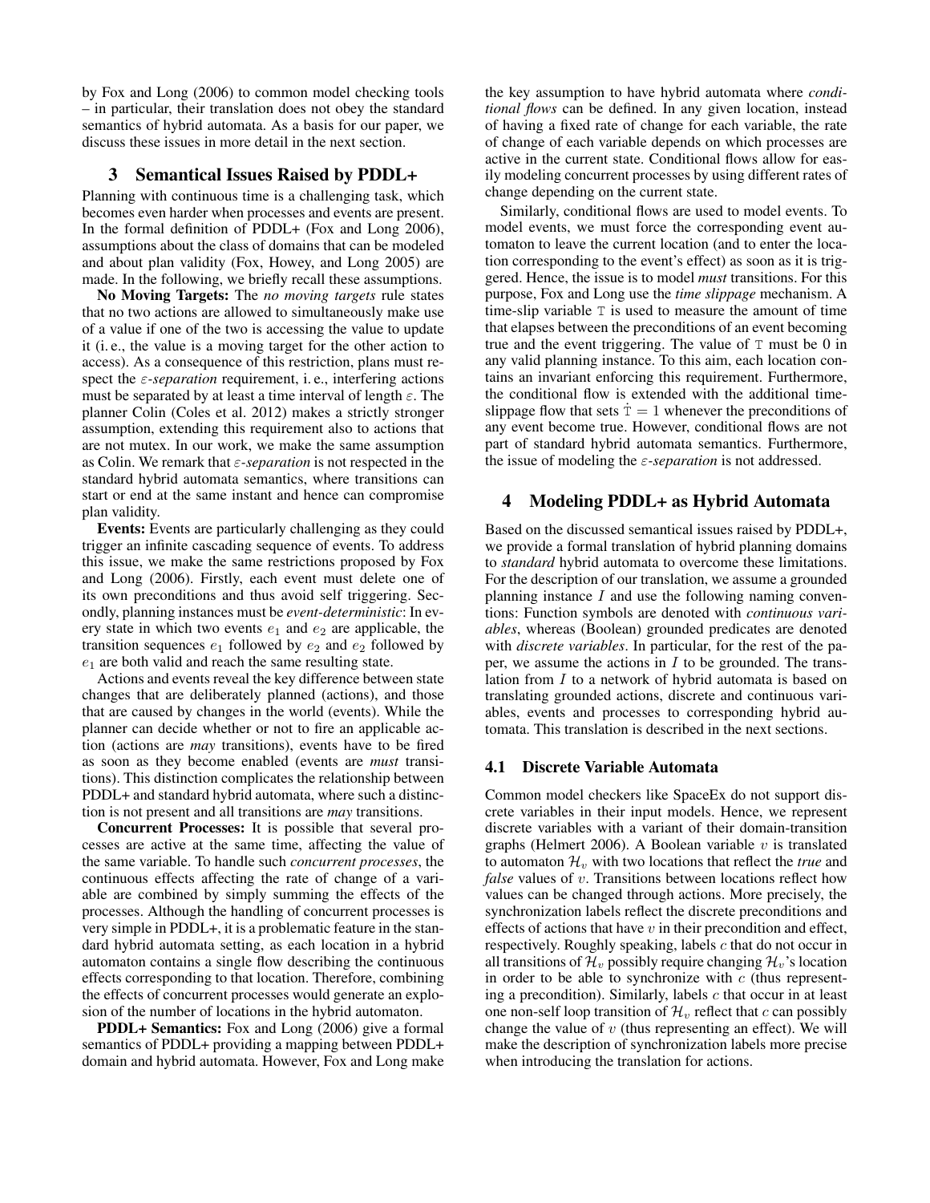by Fox and Long (2006) to common model checking tools – in particular, their translation does not obey the standard semantics of hybrid automata. As a basis for our paper, we discuss these issues in more detail in the next section.

## 3 Semantical Issues Raised by PDDL+

Planning with continuous time is a challenging task, which becomes even harder when processes and events are present. In the formal definition of PDDL+ (Fox and Long 2006), assumptions about the class of domains that can be modeled and about plan validity (Fox, Howey, and Long 2005) are made. In the following, we briefly recall these assumptions.

**No Moving Targets:** The *no moving targets* rule states that no two actions are allowed to simultaneously make use of a value if one of the two is accessing the value to update it (i. e., the value is a moving target for the other action to access). As a consequence of this restriction, plans must respect the $\varepsilon$*-separation* requirement, i. e., interfering actions must be separated by at least a time interval of length $\varepsilon$. The planner Colin (Coles et al. 2012) makes a strictly stronger assumption, extending this requirement also to actions that are not mutex. In our work, we make the same assumption as Colin. We remark that $\varepsilon$*-separation* is not respected in the standard hybrid automata semantics, where transitions can start or end at the same instant and hence can compromise plan validity.

**Events:** Events are particularly challenging as they could trigger an infinite cascading sequence of events. To address this issue, we make the same restrictions proposed by Fox and Long (2006). Firstly, each event must delete one of its own preconditions and thus avoid self triggering. Secondly, planning instances must be *event-deterministic*: In every state in which two events $e_1$ and $e_2$ are applicable, the transition sequences $e_1$ followed by $e_2$ and $e_2$ followed by $e_1$ are both valid and reach the same resulting state.

Actions and events reveal the key difference between state changes that are deliberately planned (actions), and those that are caused by changes in the world (events). While the planner can decide whether or not to fire an applicable action (actions are *may* transitions), events have to be fired as soon as they become enabled (events are *must* transitions). This distinction complicates the relationship between PDDL+ and standard hybrid automata, where such a distinction is not present and all transitions are *may* transitions.

**Concurrent Processes:** It is possible that several processes are active at the same time, affecting the value of the same variable. To handle such *concurrent processes*, the continuous effects affecting the rate of change of a variable are combined by simply summing the effects of the processes. Although the handling of concurrent processes is very simple in PDDL+, it is a problematic feature in the standard hybrid automata setting, as each location in a hybrid automaton contains a single flow describing the continuous effects corresponding to that location. Therefore, combining the effects of concurrent processes would generate an explosion of the number of locations in the hybrid automaton.

**PDDL+ Semantics:** Fox and Long (2006) give a formal semantics of PDDL+ providing a mapping between PDDL+ domain and hybrid automata. However, Fox and Long make the key assumption to have hybrid automata where *conditional flows* can be defined. In any given location, instead of having a fixed rate of change for each variable, the rate of change of each variable depends on which processes are active in the current state. Conditional flows allow for easily modeling concurrent processes by using different rates of change depending on the current state.

Similarly, conditional flows are used to model events. To model events, we must force the corresponding event automaton to leave the current location (and to enter the location corresponding to the event's effect) as soon as it is triggered. Hence, the issue is to model *must* transitions. For this purpose, Fox and Long use the *time slippage* mechanism. A time-slip variable $\mathtt{T}$ is used to measure the amount of time that elapses between the preconditions of an event becoming true and the event triggering. The value of $\mathtt{T}$ must be 0 in any valid planning instance. To this aim, each location contains an invariant enforcing this requirement. Furthermore, the conditional flow is extended with the additional time-slippage flow that sets $\dot{\mathtt{T}} = 1$ whenever the preconditions of any event become true. However, conditional flows are not part of standard hybrid automata semantics. Furthermore, the issue of modeling the $\varepsilon$*-separation* is not addressed.

## 4 Modeling PDDL+ as Hybrid Automata

Based on the discussed semantical issues raised by PDDL+, we provide a formal translation of hybrid planning domains to *standard* hybrid automata to overcome these limitations. For the description of our translation, we assume a grounded planning instance $I$ and use the following naming conventions: Function symbols are denoted with *continuous variables*, whereas (Boolean) grounded predicates are denoted with *discrete variables*. In particular, for the rest of the paper, we assume the actions in $I$ to be grounded. The translation from $I$ to a network of hybrid automata is based on translating grounded actions, discrete and continuous variables, events and processes to corresponding hybrid automata. This translation is described in the next sections.

### 4.1 Discrete Variable Automata

Common model checkers like SpaceEx do not support discrete variables in their input models. Hence, we represent discrete variables with a variant of their domain-transition graphs (Helmert 2006). A Boolean variable $v$ is translated to automaton $\mathcal{H}_v$ with two locations that reflect the *true* and *false* values of $v$. Transitions between locations reflect how values can be changed through actions. More precisely, the synchronization labels reflect the discrete preconditions and effects of actions that have $v$ in their precondition and effect, respectively. Roughly speaking, labels $c$ that do not occur in all transitions of $\mathcal{H}_v$ possibly require changing $\mathcal{H}_v$'s location in order to be able to synchronize with $c$ (thus representing a precondition). Similarly, labels $c$ that occur in at least one non-self loop transition of $\mathcal{H}_v$ reflect that $c$ can possibly change the value of $v$ (thus representing an effect). We will make the description of synchronization labels more precise when introducing the translation for actions.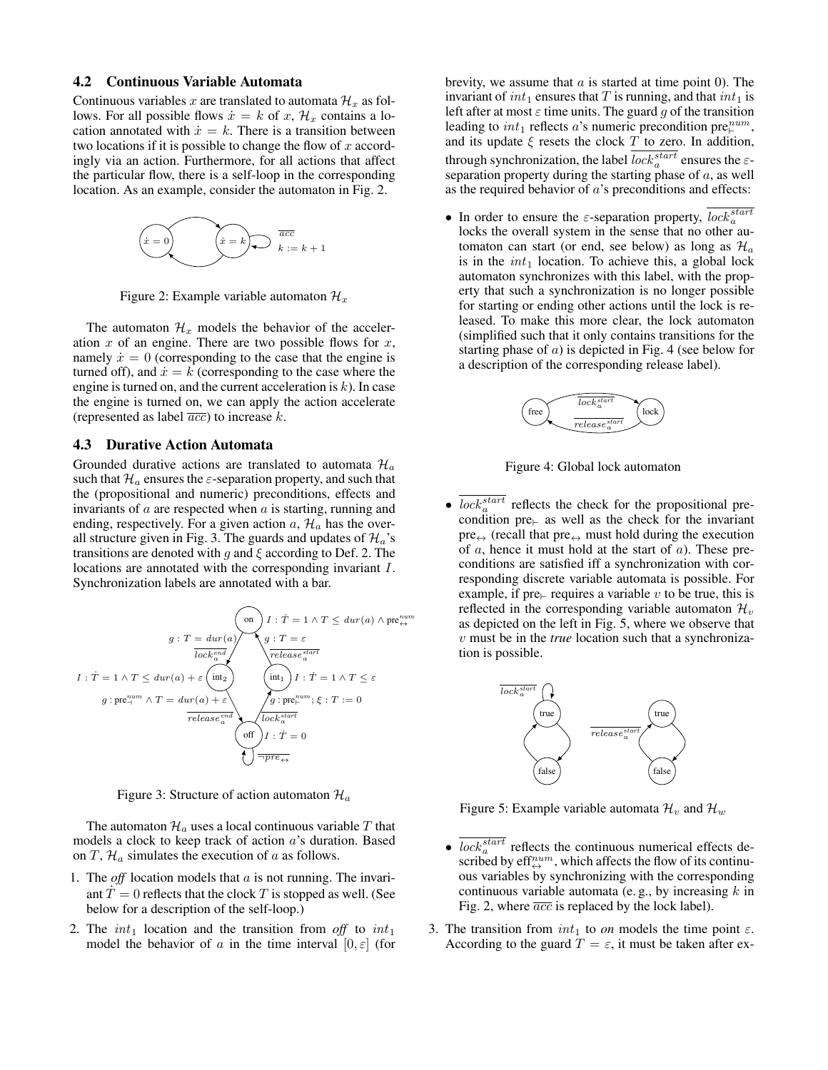### 4.2 Continuous Variable Automata

Continuous variables $x$ are translated to automata $\mathcal{H}_x$ as follows. For all possible flows $\dot{x} = k$ of $x$, $\mathcal{H}_x$ contains a location annotated with $\dot{x} = k$. There is a transition between two locations if it is possible to change the flow of $x$ accordingly via an action. Furthermore, for all actions that affect the particular flow, there is a self-loop in the corresponding location. As an example, consider the automaton in Fig. 2.

Figure 2: Example variable automaton $\mathcal{H}_x$

The automaton $\mathcal{H}_x$ models the behavior of the acceleration $x$ of an engine. There are two possible flows for $x$, namely $\dot{x} = 0$ (corresponding to the case that the engine is turned off), and $\dot{x} = k$ (corresponding to the case where the engine is turned on, and the current acceleration is $k$). In case the engine is turned on, we can apply the action accelerate (represented as label $\overline{acc}$) to increase $k$.

### 4.3 Durative Action Automata

Grounded durative actions are translated to automata $\mathcal{H}_a$ such that $\mathcal{H}_a$ ensures the $\varepsilon$-separation property, and such that the (propositional and numeric) preconditions, effects and invariants of $a$ are respected when $a$ is starting, running and ending, respectively. For a given action $a$, $\mathcal{H}_a$ has the overall structure given in Fig. 3. The guards and updates of $\mathcal{H}_a$'s transitions are denoted with $g$ and $\xi$ according to Def. 2. The locations are annotated with the corresponding invariant $I$. Synchronization labels are annotated with a bar.

Figure 3: Structure of action automaton $\mathcal{H}_a$

The automaton $\mathcal{H}_a$ uses a local continuous variable $T$ that models a clock to keep track of action $a$'s duration. Based on $T$, $\mathcal{H}_a$ simulates the execution of $a$ as follows.

1. The *off* location models that $a$ is not running. The invariant $\dot{T} = 0$ reflects that the clock $T$ is stopped as well. (See below for a description of the self-loop.)
2. The $int_1$ location and the transition from *off* to $int_1$ model the behavior of $a$ in the time interval $[0, \varepsilon]$ (for brevity, we assume that $a$ is started at time point 0). The invariant of $int_1$ ensures that $T$ is running, and that $int_1$ is left after at most $\varepsilon$ time units. The guard $g$ of the transition leading to $int_1$ reflects $a$'s numeric precondition $\text{pre}_{\vdash}^{num}$, and its update $\xi$ resets the clock $T$ to zero. In addition, through synchronization, the label $\overline{lock_a^{start}}$ ensures the $\varepsilon$-separation property during the starting phase of $a$, as well as the required behavior of $a$'s preconditions and effects:
   - In order to ensure the $\varepsilon$-separation property, $\overline{lock_a^{start}}$ locks the overall system in the sense that no other automaton can start (or end, see below) as long as $\mathcal{H}_a$ is in the $int_1$ location. To achieve this, a global lock automaton synchronizes with this label, with the property that such a synchronization is no longer possible for starting or ending other actions until the lock is released. To make this more clear, the lock automaton (simplified such that it only contains transitions for the starting phase of $a$) is depicted in Fig. 4 (see below for a description of the corresponding release label).

     Figure 4: Global lock automaton

   - $\overline{lock_a^{start}}$ reflects the check for the propositional precondition $\text{pre}_{\vdash}$ as well as the check for the invariant $\text{pre}_{\leftrightarrow}$ (recall that $\text{pre}_{\leftrightarrow}$ must hold during the execution of $a$, hence it must hold at the start of $a$). These preconditions are satisfied iff a synchronization with corresponding discrete variable automata is possible. For example, if $\text{pre}_{\vdash}$ requires a variable $v$ to be true, this is reflected in the corresponding variable automaton $\mathcal{H}_v$ as depicted on the left in Fig. 5, where we observe that $v$ must be in the *true* location such that a synchronization is possible.

     Figure 5: Example variable automata $\mathcal{H}_v$ and $\mathcal{H}_w$

   - $\overline{lock_a^{start}}$ reflects the continuous numerical effects described by $\text{eff}_{\leftrightarrow}^{num}$, which affects the flow of its continuous variables by synchronizing with the corresponding continuous variable automata (e. g., by increasing $k$ in Fig. 2, where $\overline{acc}$ is replaced by the lock label).
3. The transition from $int_1$ to *on* models the time point $\varepsilon$. According to the guard $T = \varepsilon$, it must be taken after ex-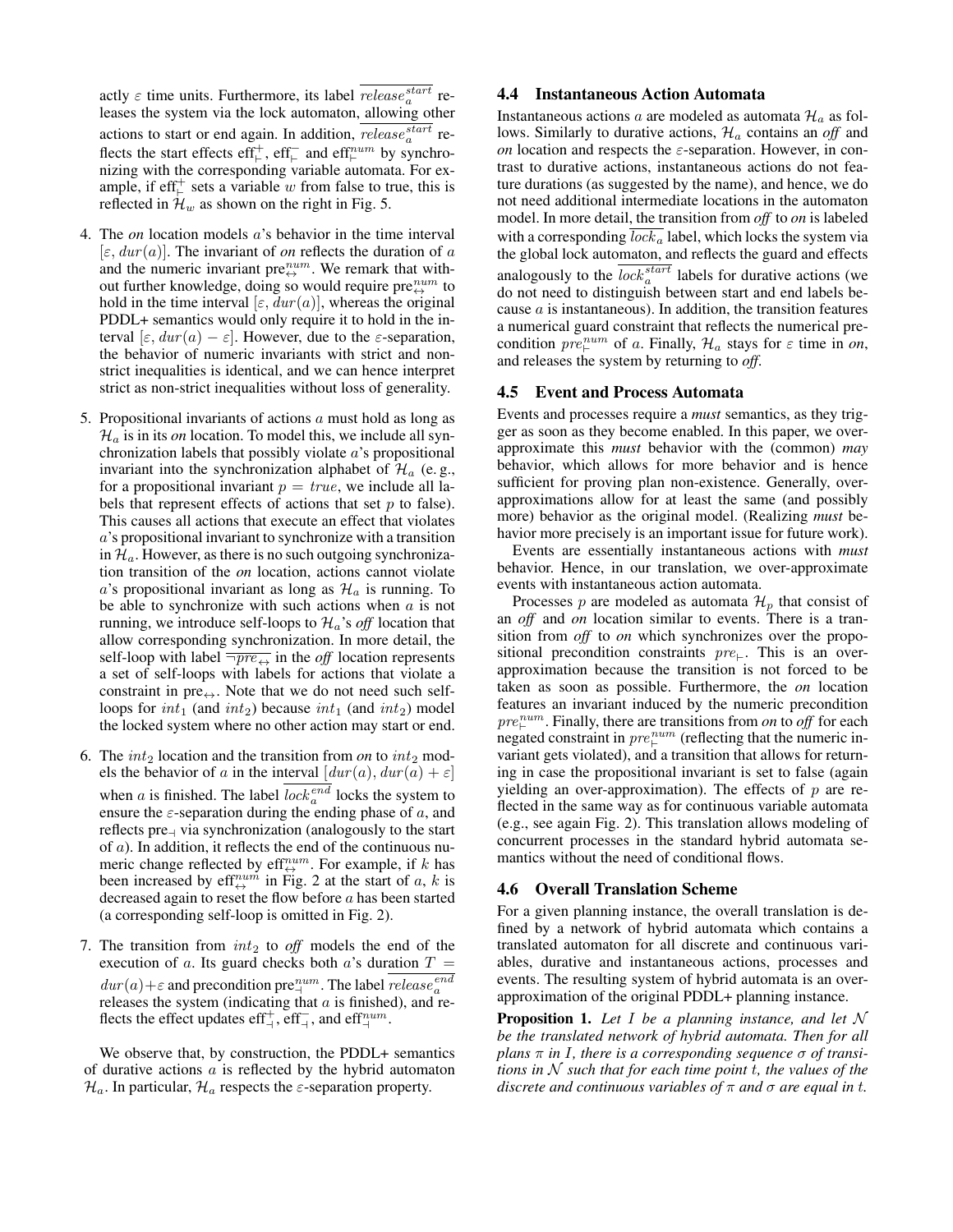actly $\varepsilon$ time units. Furthermore, its label $\overline{release_a^{start}}$ releases the system via the lock automaton, allowing other actions to start or end again. In addition, $\overline{release_a^{start}}$ reflects the start effects $\text{eff}_{\vdash}^{+}$, $\text{eff}_{\vdash}^{-}$ and $\text{eff}_{\vdash}^{num}$ by synchronizing with the corresponding variable automata. For example, if $\text{eff}_{\vdash}^{+}$ sets a variable $w$ from false to true, this is reflected in $\mathcal{H}_w$ as shown on the right in Fig. 5.

4. The *on* location models $a$'s behavior in the time interval $[\varepsilon, dur(a)]$. The invariant of *on* reflects the duration of $a$ and the numeric invariant $\text{pre}_{\leftrightarrow}^{num}$. We remark that without further knowledge, doing so would require $\text{pre}_{\leftrightarrow}^{num}$ to hold in the time interval $[\varepsilon, dur(a)]$, whereas the original PDDL+ semantics would only require it to hold in the interval $[\varepsilon, dur(a) - \varepsilon]$. However, due to the $\varepsilon$-separation, the behavior of numeric invariants with strict and non-strict inequalities is identical, and we can hence interpret strict as non-strict inequalities without loss of generality.

5. Propositional invariants of actions $a$ must hold as long as $\mathcal{H}_a$ is in its *on* location. To model this, we include all synchronization labels that possibly violate $a$'s propositional invariant into the synchronization alphabet of $\mathcal{H}_a$ (e. g., for a propositional invariant $p = true$, we include all labels that represent effects of actions that set $p$ to false). This causes all actions that execute an effect that violates $a$'s propositional invariant to synchronize with a transition in $\mathcal{H}_a$. However, as there is no such outgoing synchronization transition of the *on* location, actions cannot violate $a$'s propositional invariant as long as $\mathcal{H}_a$ is running. To be able to synchronize with such actions when $a$ is not running, we introduce self-loops to $\mathcal{H}_a$'s *off* location that allow corresponding synchronization. In more detail, the self-loop with label $\overline{\neg pre_{\leftrightarrow}}$ in the *off* location represents a set of self-loops with labels for actions that violate a constraint in $\text{pre}_{\leftrightarrow}$. Note that we do not need such self-loops for $int_1$ (and $int_2$) because $int_1$ (and $int_2$) model the locked system where no other action may start or end.

6. The $int_2$ location and the transition from *on* to $int_2$ models the behavior of $a$ in the interval $[dur(a), dur(a) + \varepsilon]$ when $a$ is finished. The label $\overline{lock_a^{end}}$ locks the system to ensure the $\varepsilon$-separation during the ending phase of $a$, and reflects $\text{pre}_{\dashv}$ via synchronization (analogously to the start of $a$). In addition, it reflects the end of the continuous numeric change reflected by $\text{eff}_{\leftrightarrow}^{num}$. For example, if $k$ has been increased by $\text{eff}_{\leftrightarrow}^{num}$ in Fig. 2 at the start of $a$, $k$ is decreased again to reset the flow before $a$ has been started (a corresponding self-loop is omitted in Fig. 2).

7. The transition from $int_2$ to *off* models the end of the execution of $a$. Its guard checks both $a$'s duration $T = dur(a) + \varepsilon$ and precondition $\text{pre}_{\dashv}^{num}$. The label $\overline{release_a^{end}}$ releases the system (indicating that $a$ is finished), and reflects the effect updates $\text{eff}_{\dashv}^{+}$, $\text{eff}_{\dashv}^{-}$, and $\text{eff}_{\dashv}^{num}$.

We observe that, by construction, the PDDL+ semantics of durative actions $a$ is reflected by the hybrid automaton $\mathcal{H}_a$. In particular, $\mathcal{H}_a$ respects the $\varepsilon$-separation property.

### 4.4 Instantaneous Action Automata

Instantaneous actions $a$ are modeled as automata $\mathcal{H}_a$ as follows. Similarly to durative actions, $\mathcal{H}_a$ contains an *off* and *on* location and respects the $\varepsilon$-separation. However, in contrast to durative actions, instantaneous actions do not feature durations (as suggested by the name), and hence, we do not need additional intermediate locations in the automaton model. In more detail, the transition from *off* to *on* is labeled with a corresponding $\overline{lock_a}$ label, which locks the system via the global lock automaton, and reflects the guard and effects analogously to the $\overline{lock_a^{start}}$ labels for durative actions (we do not need to distinguish between start and end labels because $a$ is instantaneous). In addition, the transition features a numerical guard constraint that reflects the numerical precondition $pre_{\vdash}^{num}$ of $a$. Finally, $\mathcal{H}_a$ stays for $\varepsilon$ time in *on*, and releases the system by returning to *off*.

### 4.5 Event and Process Automata

Events and processes require a *must* semantics, as they trigger as soon as they become enabled. In this paper, we over-approximate this *must* behavior with the (common) *may* behavior, which allows for more behavior and is hence sufficient for proving plan non-existence. Generally, over-approximations allow for at least the same (and possibly more) behavior as the original model. (Realizing *must* behavior more precisely is an important issue for future work).

Events are essentially instantaneous actions with *must* behavior. Hence, in our translation, we over-approximate events with instantaneous action automata.

Processes $p$ are modeled as automata $\mathcal{H}_p$ that consist of an *off* and *on* location similar to events. There is a transition from *off* to *on* which synchronizes over the propositional precondition constraints $pre_{\vdash}$. This is an over-approximation because the transition is not forced to be taken as soon as possible. Furthermore, the *on* location features an invariant induced by the numeric precondition $pre_{\vdash}^{num}$. Finally, there are transitions from *on* to *off* for each negated constraint in $pre_{\vdash}^{num}$ (reflecting that the numeric invariant gets violated), and a transition that allows for returning in case the propositional invariant is set to false (again yielding an over-approximation). The effects of $p$ are reflected in the same way as for continuous variable automata (e.g., see again Fig. 2). This translation allows modeling of concurrent processes in the standard hybrid automata semantics without the need of conditional flows.

### 4.6 Overall Translation Scheme

For a given planning instance, the overall translation is defined by a network of hybrid automata which contains a translated automaton for all discrete and continuous variables, durative and instantaneous actions, processes and events. The resulting system of hybrid automata is an over-approximation of the original PDDL+ planning instance.

**Proposition 1.** *Let $I$ be a planning instance, and let $\mathcal{N}$ be the translated network of hybrid automata. Then for all plans $\pi$ in $I$, there is a corresponding sequence $\sigma$ of transitions in $\mathcal{N}$ such that for each time point $t$, the values of the discrete and continuous variables of $\pi$ and $\sigma$ are equal in $t$.*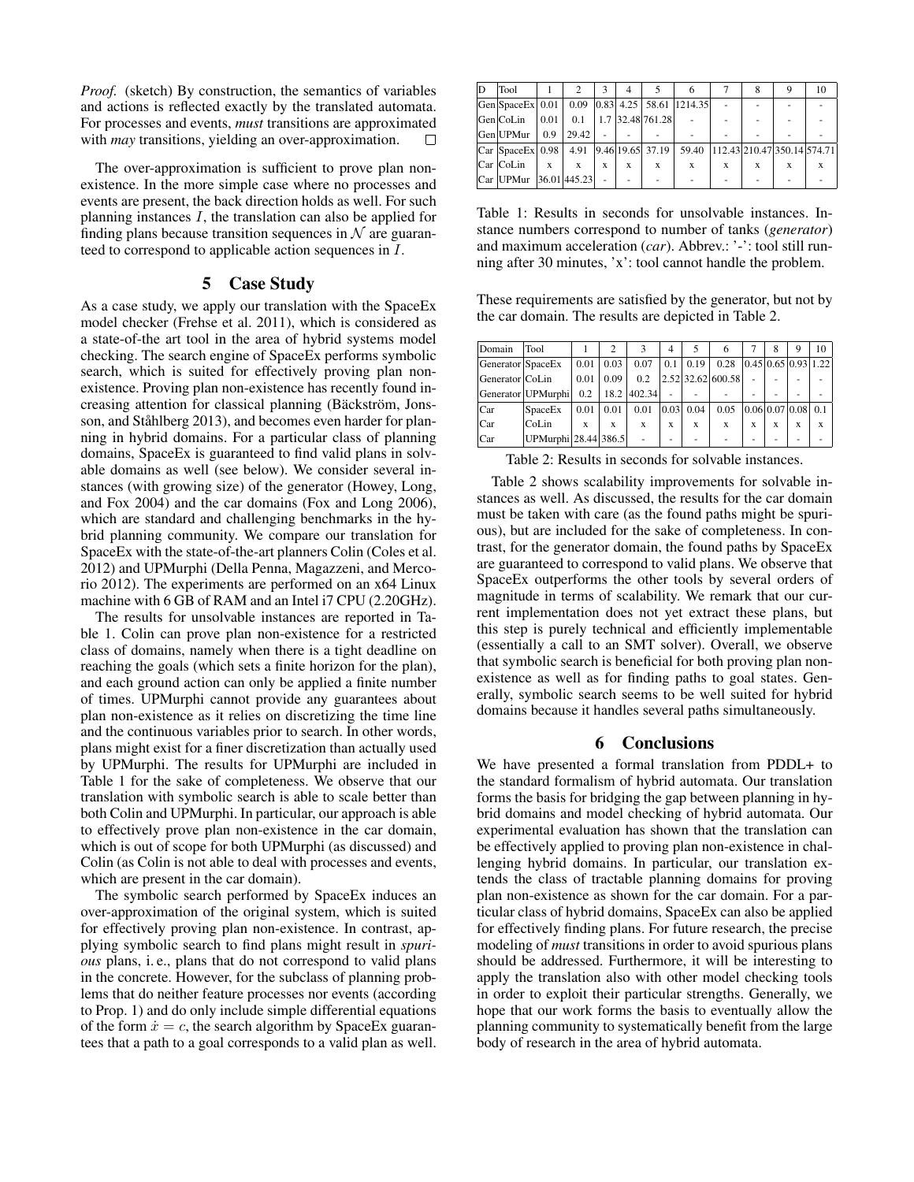*Proof.* (sketch) By construction, the semantics of variables and actions is reflected exactly by the translated automata. For processes and events, *must* transitions are approximated with *may* transitions, yielding an over-approximation. □

The over-approximation is sufficient to prove plan non-existence. In the more simple case where no processes and events are present, the back direction holds as well. For such planning instances $I$, the translation can also be applied for finding plans because transition sequences in $\mathcal{N}$ are guaranteed to correspond to applicable action sequences in $I$.

## 5 Case Study

As a case study, we apply our translation with the SpaceEx model checker (Frehse et al. 2011), which is considered as a state-of-the art tool in the area of hybrid systems model checking. The search engine of SpaceEx performs symbolic search, which is suited for effectively proving plan non-existence. Proving plan non-existence has recently found increasing attention for classical planning (Bäckström, Jonsson, and Ståhlberg 2013), and becomes even harder for planning in hybrid domains. For a particular class of planning domains, SpaceEx is guaranteed to find valid plans in solvable domains as well (see below). We consider several instances (with growing size) of the generator (Howey, Long, and Fox 2004) and the car domains (Fox and Long 2006), which are standard and challenging benchmarks in the hybrid planning community. We compare our translation for SpaceEx with the state-of-the-art planners Colin (Coles et al. 2012) and UPMurphi (Della Penna, Magazzeni, and Mercorio 2012). The experiments are performed on an x64 Linux machine with 6 GB of RAM and an Intel i7 CPU (2.20GHz).

The results for unsolvable instances are reported in Table 1. Colin can prove plan non-existence for a restricted class of domains, namely when there is a tight deadline on reaching the goals (which sets a finite horizon for the plan), and each ground action can only be applied a finite number of times. UPMurphi cannot provide any guarantees about plan non-existence as it relies on discretizing the time line and the continuous variables prior to search. In other words, plans might exist for a finer discretization than actually used by UPMurphi. The results for UPMurphi are included in Table 1 for the sake of completeness. We observe that our translation with symbolic search is able to scale better than both Colin and UPMurphi. In particular, our approach is able to effectively prove plan non-existence in the car domain, which is out of scope for both UPMurphi (as discussed) and Colin (as Colin is not able to deal with processes and events, which are present in the car domain).

The symbolic search performed by SpaceEx induces an over-approximation of the original system, which is suited for effectively proving plan non-existence. In contrast, applying symbolic search to find plans might result in *spurious* plans, i. e., plans that do not correspond to valid plans in the concrete. However, for the subclass of planning problems that do neither feature processes nor events (according to Prop. 1) and do only include simple differential equations of the form $\dot{x} = c$, the search algorithm by SpaceEx guarantees that a path to a goal corresponds to a valid plan as well.

| D | Tool | 1 | 2 | 3 | 4 | 5 | 6 | 7 | 8 | 9 | 10 |
|---|---|---|---|---|---|---|---|---|---|---|---|
| Gen | SpaceEx | 0.01 | 0.09 | 0.83 | 4.25 | 58.61 | 1214.35 | - | - | - | - |
| Gen | CoLin | 0.01 | 0.1 | 1.7 | 32.48 | 761.28 | - | - | - | - | - |
| Gen | UPMur | 0.9 | 29.42 | - | - | - | - | - | - | - | - |
| Car | SpaceEx | 0.98 | 4.91 | 9.46 | 19.65 | 37.19 | 59.40 | 112.43 | 210.47 | 350.14 | 574.71 |
| Car | CoLin | x | x | x | x | x | x | x | x | x | x |
| Car | UPMur | 36.01 | 445.23 | - | - | - | - | - | - | - | - |

Table 1: Results in seconds for unsolvable instances. Instance numbers correspond to number of tanks (*generator*) and maximum acceleration (*car*). Abbrev.: '-': tool still running after 30 minutes, 'x': tool cannot handle the problem.

These requirements are satisfied by the generator, but not by the car domain. The results are depicted in Table 2.

| Domain | Tool | 1 | 2 | 3 | 4 | 5 | 6 | 7 | 8 | 9 | 10 |
|---|---|---|---|---|---|---|---|---|---|---|---|
| Generator | SpaceEx | 0.01 | 0.03 | 0.07 | 0.1 | 0.19 | 0.28 | 0.45 | 0.65 | 0.93 | 1.22 |
| Generator | CoLin | 0.01 | 0.09 | 0.2 | 2.52 | 32.62 | 600.58 | - | - | - | - |
| Generator | UPMurphi | 0.2 | 18.2 | 402.34 | - | - | - | - | - | - | - |
| Car | SpaceEx | 0.01 | 0.01 | 0.01 | 0.03 | 0.04 | 0.05 | 0.06 | 0.07 | 0.08 | 0.1 |
| Car | CoLin | x | x | x | x | x | x | x | x | x | x |
| Car | UPMurphi | 28.44 | 386.5 | - | - | - | - | - | - | - | - |

Table 2: Results in seconds for solvable instances.

Table 2 shows scalability improvements for solvable instances as well. As discussed, the results for the car domain must be taken with care (as the found paths might be spurious), but are included for the sake of completeness. In contrast, for the generator domain, the found paths by SpaceEx are guaranteed to correspond to valid plans. We observe that SpaceEx outperforms the other tools by several orders of magnitude in terms of scalability. We remark that our current implementation does not yet extract these plans, but this step is purely technical and efficiently implementable (essentially a call to an SMT solver). Overall, we observe that symbolic search is beneficial for both proving plan non-existence as well as for finding paths to goal states. Generally, symbolic search seems to be well suited for hybrid domains because it handles several paths simultaneously.

## 6 Conclusions

We have presented a formal translation from PDDL+ to the standard formalism of hybrid automata. Our translation forms the basis for bridging the gap between planning in hybrid domains and model checking of hybrid automata. Our experimental evaluation has shown that the translation can be effectively applied to proving plan non-existence in challenging hybrid domains. In particular, our translation extends the class of tractable planning domains for proving plan non-existence as shown for the car domain. For a particular class of hybrid domains, SpaceEx can also be applied for effectively finding plans. For future research, the precise modeling of *must* transitions in order to avoid spurious plans should be addressed. Furthermore, it will be interesting to apply the translation also with other model checking tools in order to exploit their particular strengths. Generally, we hope that our work forms the basis to eventually allow the planning community to systematically benefit from the large body of research in the area of hybrid automata.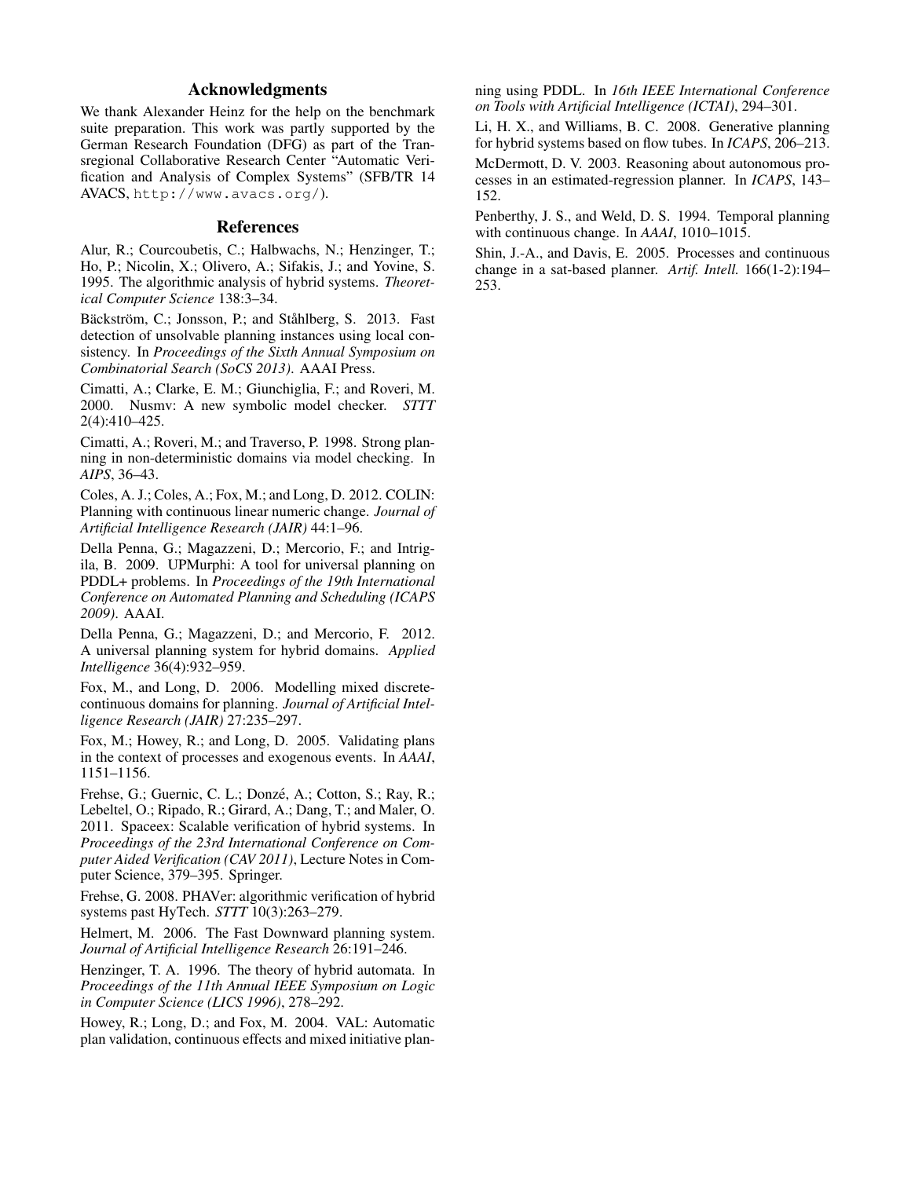## Acknowledgments

We thank Alexander Heinz for the help on the benchmark suite preparation. This work was partly supported by the German Research Foundation (DFG) as part of the Transregional Collaborative Research Center "Automatic Verification and Analysis of Complex Systems" (SFB/TR 14 AVACS, http://www.avacs.org/).

## References

Alur, R.; Courcoubetis, C.; Halbwachs, N.; Henzinger, T.; Ho, P.; Nicolin, X.; Olivero, A.; Sifakis, J.; and Yovine, S. 1995. The algorithmic analysis of hybrid systems. *Theoretical Computer Science* 138:3–34.

Bäckström, C.; Jonsson, P.; and Ståhlberg, S. 2013. Fast detection of unsolvable planning instances using local consistency. In *Proceedings of the Sixth Annual Symposium on Combinatorial Search (SoCS 2013)*. AAAI Press.

Cimatti, A.; Clarke, E. M.; Giunchiglia, F.; and Roveri, M. 2000. Nusmv: A new symbolic model checker. *STTT* 2(4):410–425.

Cimatti, A.; Roveri, M.; and Traverso, P. 1998. Strong planning in non-deterministic domains via model checking. In *AIPS*, 36–43.

Coles, A. J.; Coles, A.; Fox, M.; and Long, D. 2012. COLIN: Planning with continuous linear numeric change. *Journal of Artificial Intelligence Research (JAIR)* 44:1–96.

Della Penna, G.; Magazzeni, D.; Mercorio, F.; and Intrigila, B. 2009. UPMurphi: A tool for universal planning on PDDL+ problems. In *Proceedings of the 19th International Conference on Automated Planning and Scheduling (ICAPS 2009)*. AAAI.

Della Penna, G.; Magazzeni, D.; and Mercorio, F. 2012. A universal planning system for hybrid domains. *Applied Intelligence* 36(4):932–959.

Fox, M., and Long, D. 2006. Modelling mixed discrete-continuous domains for planning. *Journal of Artificial Intelligence Research (JAIR)* 27:235–297.

Fox, M.; Howey, R.; and Long, D. 2005. Validating plans in the context of processes and exogenous events. In *AAAI*, 1151–1156.

Frehse, G.; Guernic, C. L.; Donzé, A.; Cotton, S.; Ray, R.; Lebeltel, O.; Ripado, R.; Girard, A.; Dang, T.; and Maler, O. 2011. Spaceex: Scalable verification of hybrid systems. In *Proceedings of the 23rd International Conference on Computer Aided Verification (CAV 2011)*, Lecture Notes in Computer Science, 379–395. Springer.

Frehse, G. 2008. PHAVer: algorithmic verification of hybrid systems past HyTech. *STTT* 10(3):263–279.

Helmert, M. 2006. The Fast Downward planning system. *Journal of Artificial Intelligence Research* 26:191–246.

Henzinger, T. A. 1996. The theory of hybrid automata. In *Proceedings of the 11th Annual IEEE Symposium on Logic in Computer Science (LICS 1996)*, 278–292.

Howey, R.; Long, D.; and Fox, M. 2004. VAL: Automatic plan validation, continuous effects and mixed initiative planning using PDDL. In *16th IEEE International Conference on Tools with Artificial Intelligence (ICTAI)*, 294–301.

Li, H. X., and Williams, B. C. 2008. Generative planning for hybrid systems based on flow tubes. In *ICAPS*, 206–213.

McDermott, D. V. 2003. Reasoning about autonomous processes in an estimated-regression planner. In *ICAPS*, 143–152.

Penberthy, J. S., and Weld, D. S. 1994. Temporal planning with continuous change. In *AAAI*, 1010–1015.

Shin, J.-A., and Davis, E. 2005. Processes and continuous change in a sat-based planner. *Artif. Intell.* 166(1-2):194–253.